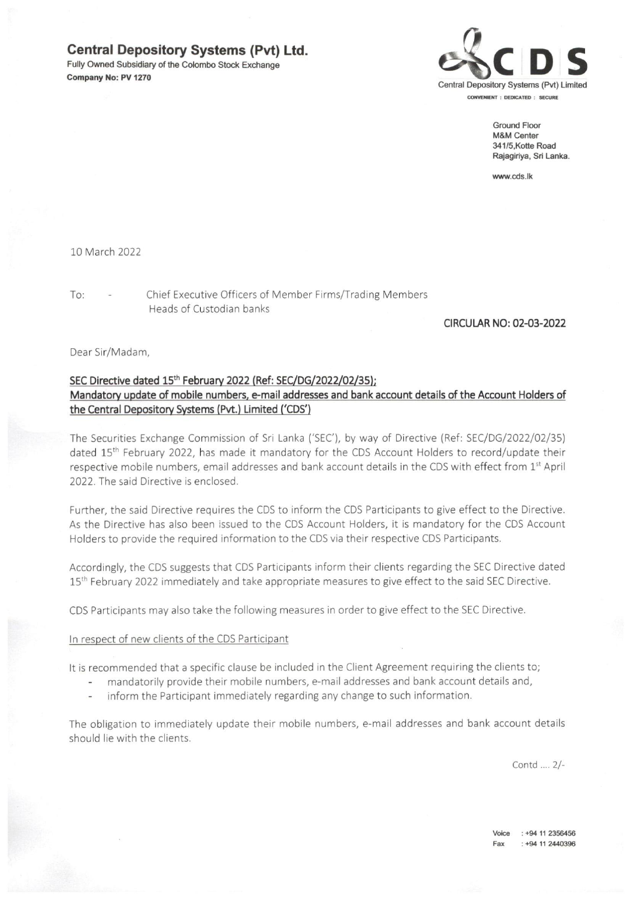**Central Depository Systems (Pvt) Ltd.**
Fully Owned Subsidiary of the Colombo Stock Exchange
**Company No: PV 1270**

CDS
Central Depository Systems (Pvt) Limited
CONVENIENT : DEDICATED : SECURE

Ground Floor
M&M Center
341/5,Kotte Road
Rajagiriya, Sri Lanka.

www.cds.lk

10 March 2022

To: - Chief Executive Officers of Member Firms/Trading Members
Heads of Custodian banks

**CIRCULAR NO: 02-03-2022**

Dear Sir/Madam,

**SEC Directive dated 15th February 2022 (Ref: SEC/DG/2022/02/35); Mandatory update of mobile numbers, e-mail addresses and bank account details of the Account Holders of the Central Depository Systems (Pvt.) Limited ('CDS')**

The Securities Exchange Commission of Sri Lanka ('SEC'), by way of Directive (Ref: SEC/DG/2022/02/35) dated 15th February 2022, has made it mandatory for the CDS Account Holders to record/update their respective mobile numbers, email addresses and bank account details in the CDS with effect from 1st April 2022. The said Directive is enclosed.

Further, the said Directive requires the CDS to inform the CDS Participants to give effect to the Directive. As the Directive has also been issued to the CDS Account Holders, it is mandatory for the CDS Account Holders to provide the required information to the CDS via their respective CDS Participants.

Accordingly, the CDS suggests that CDS Participants inform their clients regarding the SEC Directive dated 15th February 2022 immediately and take appropriate measures to give effect to the said SEC Directive.

CDS Participants may also take the following measures in order to give effect to the SEC Directive.

In respect of new clients of the CDS Participant

It is recommended that a specific clause be included in the Client Agreement requiring the clients to;

- mandatorily provide their mobile numbers, e-mail addresses and bank account details and,
- inform the Participant immediately regarding any change to such information.

The obligation to immediately update their mobile numbers, e-mail addresses and bank account details should lie with the clients.

Contd .... 2/-

Voice : +94 11 2356456
Fax : +94 11 2440396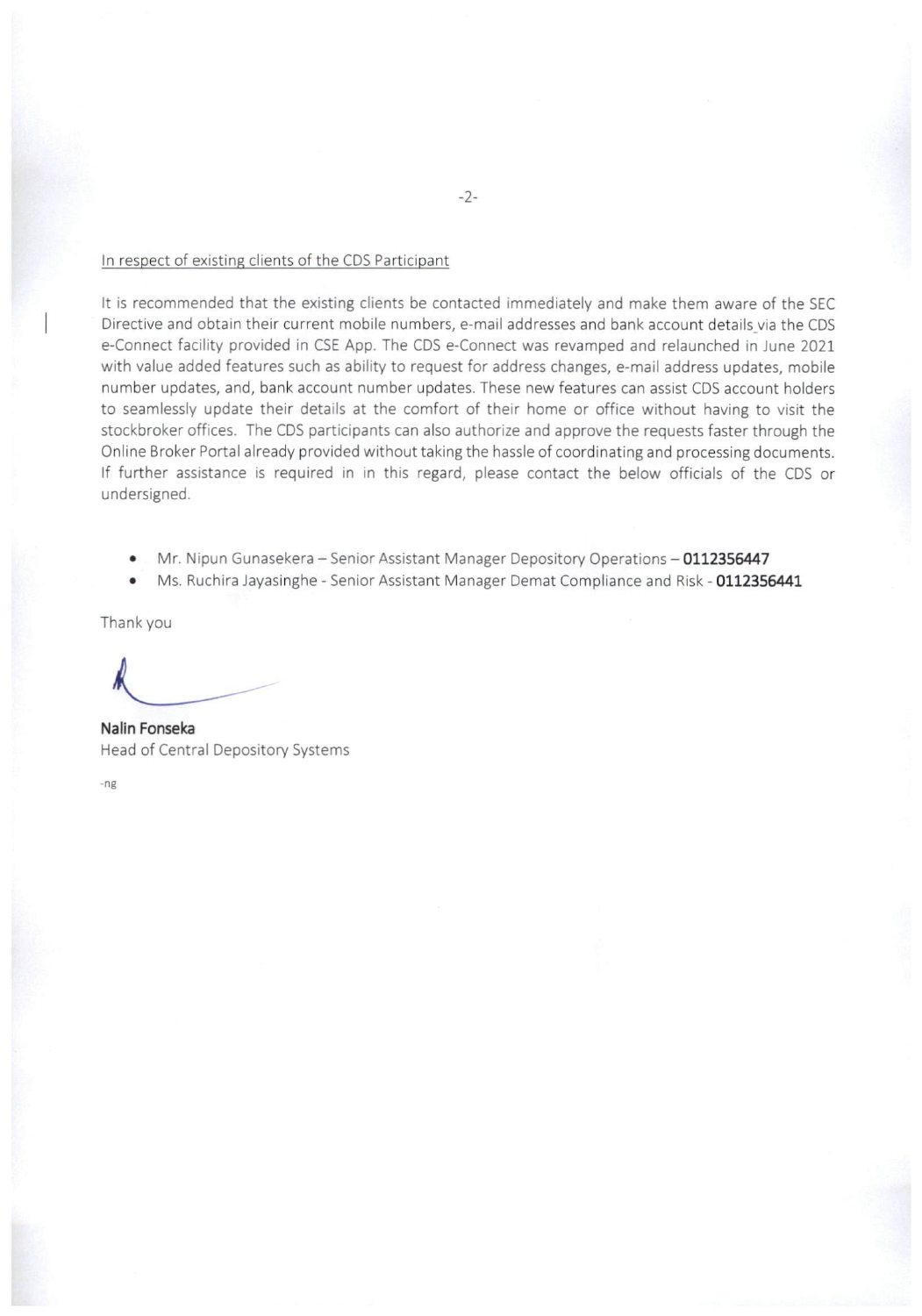In respect of existing clients of the CDS Participant

It is recommended that the existing clients be contacted immediately and make them aware of the SEC Directive and obtain their current mobile numbers, e-mail addresses and bank account details via the CDS e-Connect facility provided in CSE App. The CDS e-Connect was revamped and relaunched in June 2021 with value added features such as ability to request for address changes, e-mail address updates, mobile number updates, and, bank account number updates. These new features can assist CDS account holders to seamlessly update their details at the comfort of their home or office without having to visit the stockbroker offices. The CDS participants can also authorize and approve the requests faster through the Online Broker Portal already provided without taking the hassle of coordinating and processing documents. If further assistance is required in in this regard, please contact the below officials of the CDS or undersigned.

- Mr. Nipun Gunasekera – Senior Assistant Manager Depository Operations – **0112356447**
- Ms. Ruchira Jayasinghe - Senior Assistant Manager Demat Compliance and Risk - **0112356441**

Thank you

**Nalin Fonseka**
Head of Central Depository Systems

-ng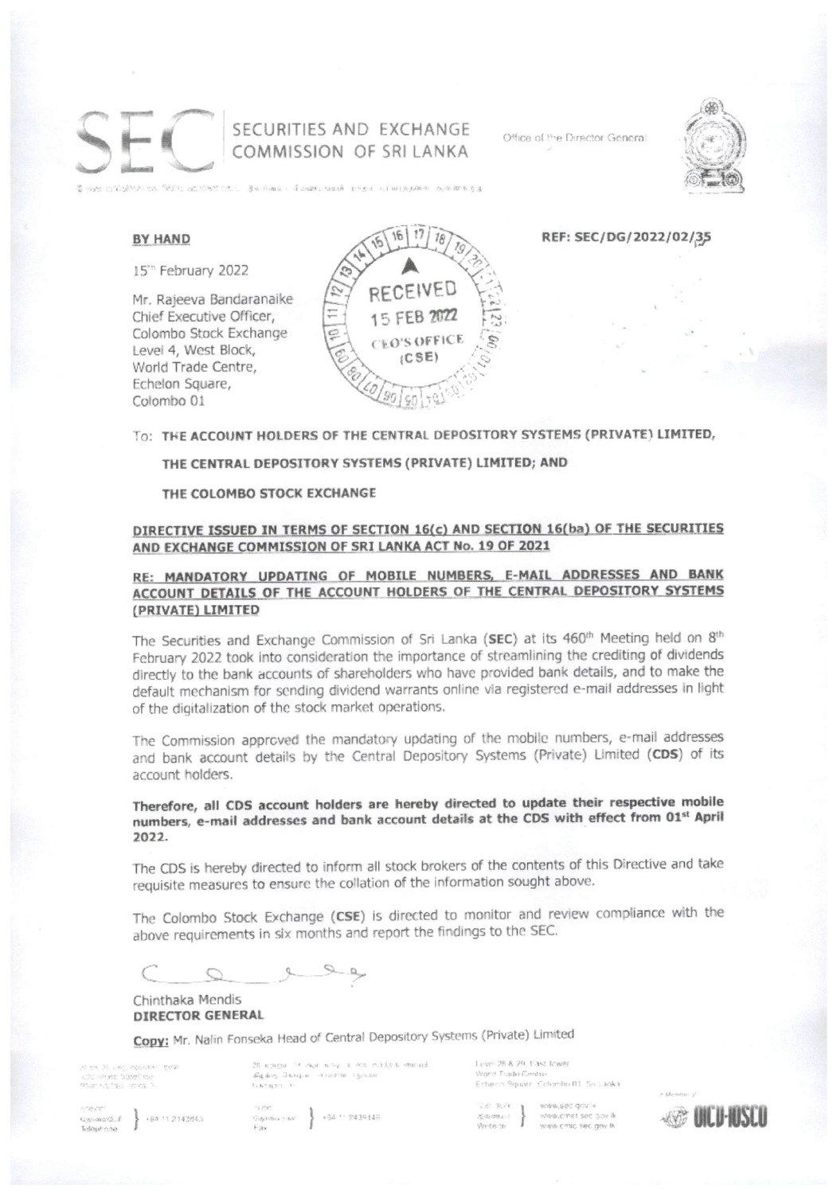SECURITIES AND EXCHANGE COMMISSION OF SRI LANKA

Office of the Director General

**BY HAND**

**REF: SEC/DG/2022/02/35**

15th February 2022

Mr. Rajeeva Bandaranaike
Chief Executive Officer,
Colombo Stock Exchange
Level 4, West Block,
World Trade Centre,
Echelon Square,
Colombo 01

RECEIVED
15 FEB 2022
CEO'S OFFICE
(CSE)

To: **THE ACCOUNT HOLDERS OF THE CENTRAL DEPOSITORY SYSTEMS (PRIVATE) LIMITED,**

**THE CENTRAL DEPOSITORY SYSTEMS (PRIVATE) LIMITED; AND**

**THE COLOMBO STOCK EXCHANGE**

**DIRECTIVE ISSUED IN TERMS OF SECTION 16(c) AND SECTION 16(ba) OF THE SECURITIES AND EXCHANGE COMMISSION OF SRI LANKA ACT No. 19 OF 2021**

**RE: MANDATORY UPDATING OF MOBILE NUMBERS, E-MAIL ADDRESSES AND BANK ACCOUNT DETAILS OF THE ACCOUNT HOLDERS OF THE CENTRAL DEPOSITORY SYSTEMS (PRIVATE) LIMITED**

The Securities and Exchange Commission of Sri Lanka (**SEC**) at its 460th Meeting held on 8th February 2022 took into consideration the importance of streamlining the crediting of dividends directly to the bank accounts of shareholders who have provided bank details, and to make the default mechanism for sending dividend warrants online via registered e-mail addresses in light of the digitalization of the stock market operations.

The Commission approved the mandatory updating of the mobile numbers, e-mail addresses and bank account details by the Central Depository Systems (Private) Limited (**CDS**) of its account holders.

**Therefore, all CDS account holders are hereby directed to update their respective mobile numbers, e-mail addresses and bank account details at the CDS with effect from 01st April 2022.**

The CDS is hereby directed to inform all stock brokers of the contents of this Directive and take requisite measures to ensure the collation of the information sought above.

The Colombo Stock Exchange (**CSE**) is directed to monitor and review compliance with the above requirements in six months and report the findings to the SEC.

Chinthaka Mendis
**DIRECTOR GENERAL**

**Copy:** Mr. Nalin Fonseka Head of Central Depository Systems (Private) Limited

Telephone +94 11 2143843

Fax +94 11 2439148

Level 28 & 29, East Tower
World Trade Centre
Echelon Square, Colombo 01, Sri Lanka

Website www.sec.gov.lk

A Member of OICU-IOSCO